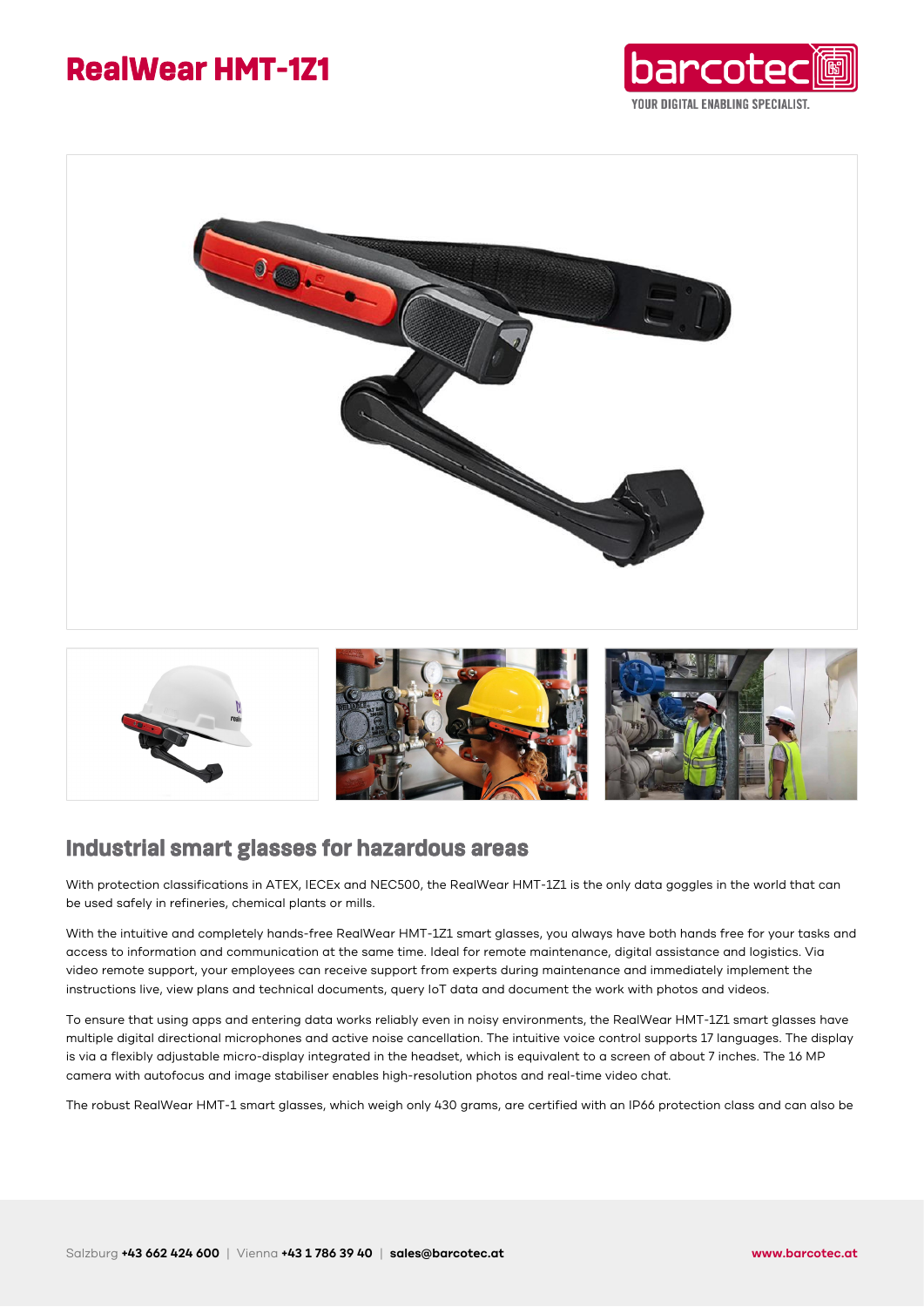# RealWear HMT-1Z1

barcotec
YOUR DIGITAL ENABLING SPECIALIST.

## Industrial smart glasses for hazardous areas

With protection classifications in ATEX, IECEx and NEC500, the RealWear HMT-1Z1 is the only data goggles in the world that can be used safely in refineries, chemical plants or mills.

With the intuitive and completely hands-free RealWear HMT-1Z1 smart glasses, you always have both hands free for your tasks and access to information and communication at the same time. Ideal for remote maintenance, digital assistance and logistics. Via video remote support, your employees can receive support from experts during maintenance and immediately implement the instructions live, view plans and technical documents, query IoT data and document the work with photos and videos.

To ensure that using apps and entering data works reliably even in noisy environments, the RealWear HMT-1Z1 smart glasses have multiple digital directional microphones and active noise cancellation. The intuitive voice control supports 17 languages. The display is via a flexibly adjustable micro-display integrated in the headset, which is equivalent to a screen of about 7 inches. The 16 MP camera with autofocus and image stabiliser enables high-resolution photos and real-time video chat.

The robust RealWear HMT-1 smart glasses, which weigh only 430 grams, are certified with an IP66 protection class and can also be

Salzburg **+43 662 424 600** | Vienna **+43 1 786 39 40** | **sales@barcotec.at** **www.barcotec.at**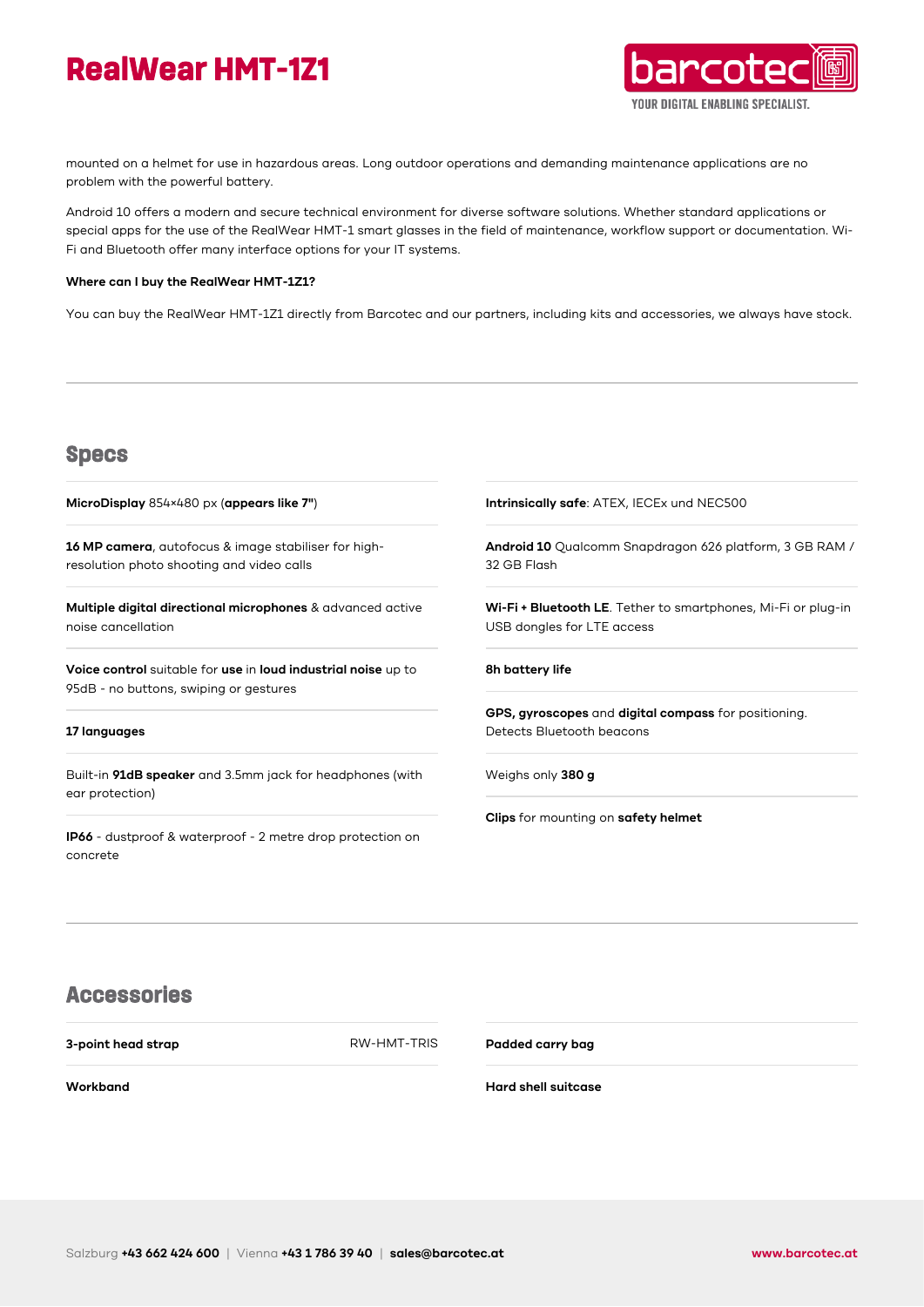mounted on a helmet for use in hazardous areas. Long outdoor operations and demanding maintenance applications are no problem with the powerful battery.

Android 10 offers a modern and secure technical environment for diverse software solutions. Whether standard applications or special apps for the use of the RealWear HMT-1 smart glasses in the field of maintenance, workflow support or documentation. Wi-Fi and Bluetooth offer many interface options for your IT systems.

**Where can I buy the RealWear HMT-1Z1?**

You can buy the RealWear HMT-1Z1 directly from Barcotec and our partners, including kits and accessories, we always have stock.

---

## Specs

**MicroDisplay** 854×480 px (**appears like 7"**)

**16 MP camera**, autofocus & image stabiliser for high-resolution photo shooting and video calls

**Multiple digital directional microphones** & advanced active noise cancellation

**Voice control** suitable for **use** in **loud industrial noise** up to 95dB - no buttons, swiping or gestures

**17 languages**

Built-in **91dB speaker** and 3.5mm jack for headphones (with ear protection)

**IP66** - dustproof & waterproof - 2 metre drop protection on concrete

**Intrinsically safe**: ATEX, IECEx und NEC500

**Android 10** Qualcomm Snapdragon 626 platform, 3 GB RAM / 32 GB Flash

**Wi-Fi + Bluetooth LE**. Tether to smartphones, Mi-Fi or plug-in USB dongles for LTE access

**8h battery life**

**GPS, gyroscopes** and **digital compass** for positioning. Detects Bluetooth beacons

Weighs only **380 g**

**Clips** for mounting on **safety helmet**

---

## Accessories

| | |
|---|---|
| **3-point head strap** | RW-HMT-TRIS |
| **Workband** | |
| **Padded carry bag** | |
| **Hard shell suitcase** | |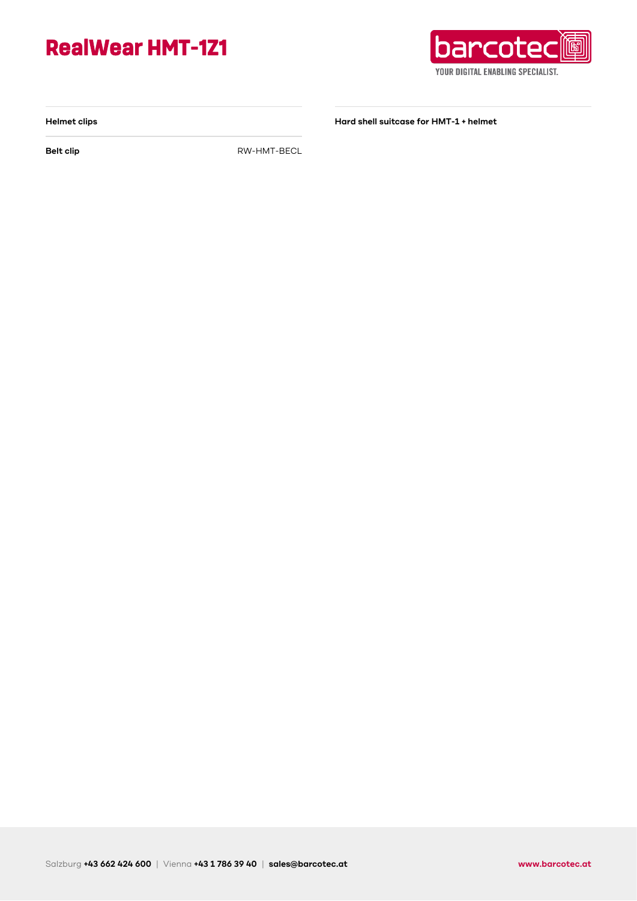# RealWear HMT-1Z1

| | |
|---|---|
| **Helmet clips** | |
| **Belt clip** | RW-HMT-BECL |

| | |
|---|---|
| **Hard shell suitcase for HMT-1 + helmet** | |

Salzburg **+43 662 424 600** | Vienna **+43 1 786 39 40** | **sales@barcotec.at**

**www.barcotec.at**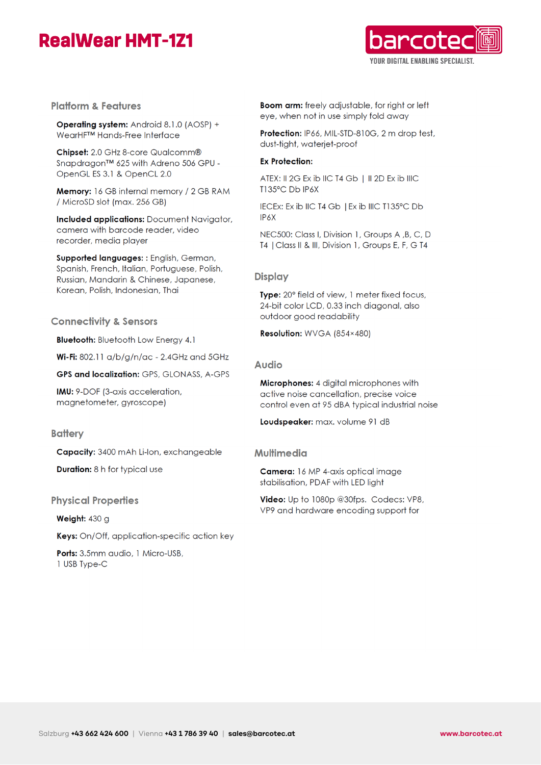# RealWear HMT-1Z1

barcotec
YOUR DIGITAL ENABLING SPECIALIST.

## Platform & Features

**Operating system:** Android 8.1.0 (AOSP) + WearHF™ Hands-Free Interface

**Chipset:** 2.0 GHz 8-core Qualcomm® Snapdragon™ 625 with Adreno 506 GPU - OpenGL ES 3.1 & OpenCL 2.0

**Memory:** 16 GB internal memory / 2 GB RAM / MicroSD slot (max. 256 GB)

**Included applications:** Document Navigator, camera with barcode reader, video recorder, media player

**Supported languages:** : English, German, Spanish, French, Italian, Portuguese, Polish, Russian, Mandarin & Chinese, Japanese, Korean, Polish, Indonesian, Thai

## Connectivity & Sensors

**Bluetooth:** Bluetooth Low Energy 4.1

**Wi-Fi:** 802.11 a/b/g/n/ac - 2.4GHz and 5GHz

**GPS and localization:** GPS, GLONASS, A-GPS

**IMU:** 9-DOF (3-axis acceleration, magnetometer, gyroscope)

## Battery

**Capacity:** 3400 mAh Li-Ion, exchangeable

**Duration:** 8 h for typical use

## Physical Properties

**Weight:** 430 g

**Keys:** On/Off, application-specific action key

**Ports:** 3.5mm audio, 1 Micro-USB, 1 USB Type-C

**Boom arm:** freely adjustable, for right or left eye, when not in use simply fold away

**Protection:** IP66, MIL-STD-810G, 2 m drop test, dust-tight, waterjet-proof

**Ex Protection:**

ATEX: II 2G Ex ib IIC T4 Gb | II 2D Ex ib IIIC T135°C Db IP6X

IECEx: Ex ib IIC T4 Gb | Ex ib IIIC T135°C Db IP6X

NEC500: Class I, Division 1, Groups A ,B, C, D T4 | Class II & III, Division 1, Groups E, F, G T4

## Display

**Type:** 20° field of view, 1 meter fixed focus, 24-bit color LCD, 0.33 inch diagonal, also outdoor good readability

**Resolution:** WVGA (854×480)

## Audio

**Microphones:** 4 digital microphones with active noise cancellation, precise voice control even at 95 dBA typical industrial noise

**Loudspeaker:** max. volume 91 dB

## Multimedia

**Camera:** 16 MP 4-axis optical image stabilisation, PDAF with LED light

**Video:** Up to 1080p @30fps. Codecs: VP8, VP9 and hardware encoding support for

Salzburg **+43 662 424 600** | Vienna **+43 1 786 39 40** | **sales@barcotec.at** **www.barcotec.at**